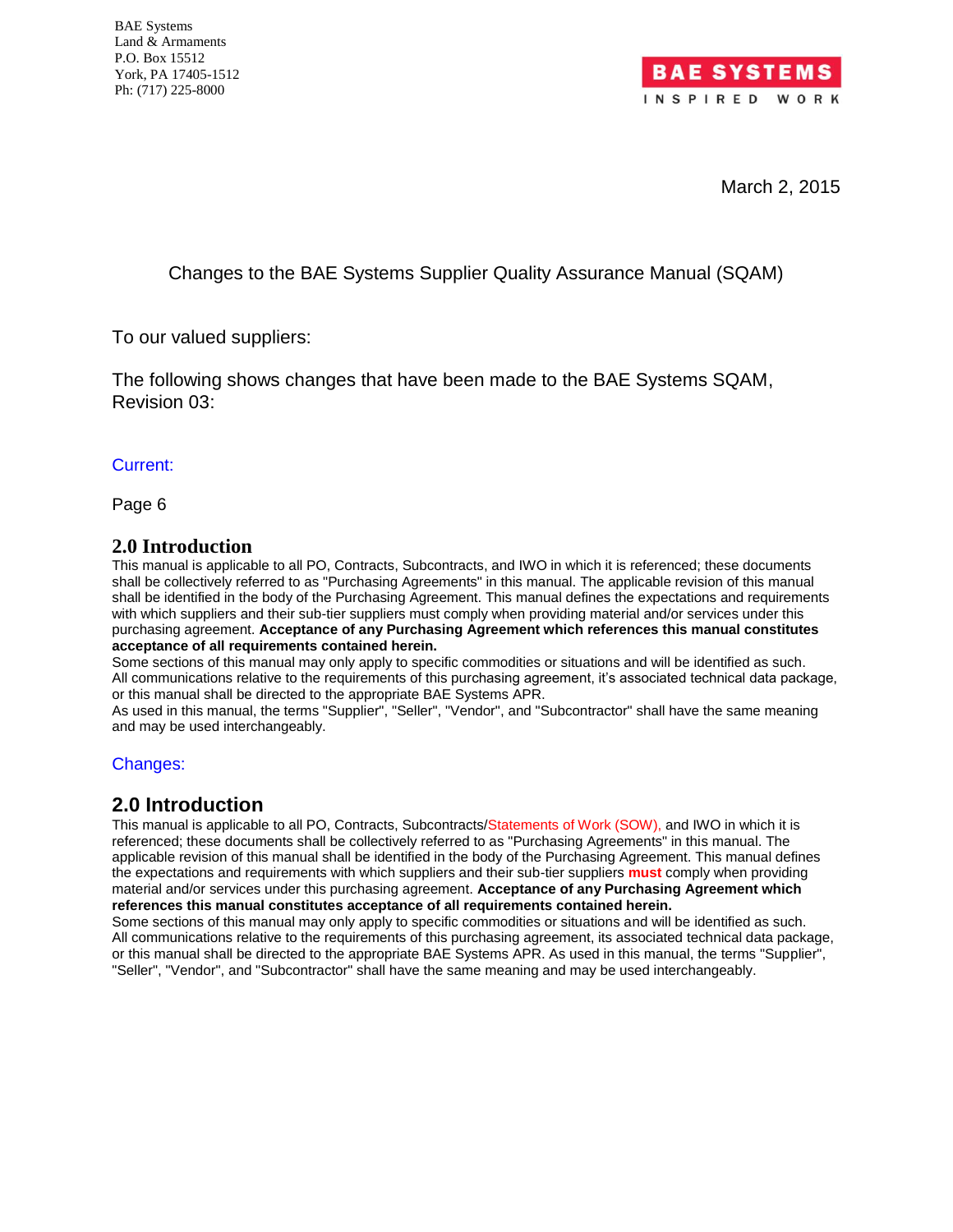BAE Systems
Land & Armaments
P.O. Box 15512
York, PA 17405-1512
Ph: (717) 225-8000

BAE SYSTEMS
INSPIRED WORK

March 2, 2015

Changes to the BAE Systems Supplier Quality Assurance Manual (SQAM)

To our valued suppliers:

The following shows changes that have been made to the BAE Systems SQAM, Revision 03:

Current:

Page 6

## 2.0 Introduction

This manual is applicable to all PO, Contracts, Subcontracts, and IWO in which it is referenced; these documents shall be collectively referred to as "Purchasing Agreements" in this manual. The applicable revision of this manual shall be identified in the body of the Purchasing Agreement. This manual defines the expectations and requirements with which suppliers and their sub-tier suppliers must comply when providing material and/or services under this purchasing agreement. **Acceptance of any Purchasing Agreement which references this manual constitutes acceptance of all requirements contained herein.**
Some sections of this manual may only apply to specific commodities or situations and will be identified as such.
All communications relative to the requirements of this purchasing agreement, it's associated technical data package, or this manual shall be directed to the appropriate BAE Systems APR.
As used in this manual, the terms "Supplier", "Seller", "Vendor", and "Subcontractor" shall have the same meaning and may be used interchangeably.

Changes:

## 2.0 Introduction

This manual is applicable to all PO, Contracts, Subcontracts/Statements of Work (SOW), and IWO in which it is referenced; these documents shall be collectively referred to as "Purchasing Agreements" in this manual. The applicable revision of this manual shall be identified in the body of the Purchasing Agreement. This manual defines the expectations and requirements with which suppliers and their sub-tier suppliers **must** comply when providing material and/or services under this purchasing agreement. **Acceptance of any Purchasing Agreement which references this manual constitutes acceptance of all requirements contained herein.**
Some sections of this manual may only apply to specific commodities or situations and will be identified as such.
All communications relative to the requirements of this purchasing agreement, its associated technical data package, or this manual shall be directed to the appropriate BAE Systems APR. As used in this manual, the terms "Supplier", "Seller", "Vendor", and "Subcontractor" shall have the same meaning and may be used interchangeably.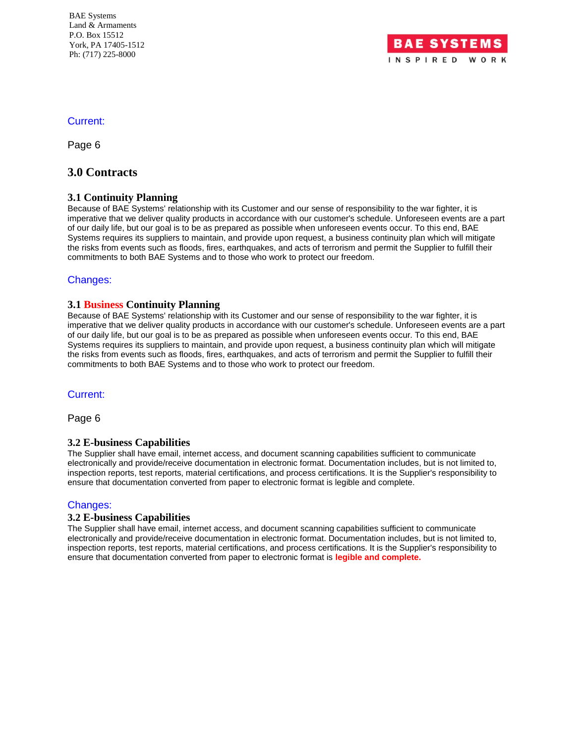BAE Systems
Land & Armaments
P.O. Box 15512
York, PA 17405-1512
Ph: (717) 225-8000

BAE SYSTEMS
INSPIRED WORK

Current:

Page 6

# 3.0 Contracts

## 3.1 Continuity Planning

Because of BAE Systems' relationship with its Customer and our sense of responsibility to the war fighter, it is imperative that we deliver quality products in accordance with our customer's schedule. Unforeseen events are a part of our daily life, but our goal is to be as prepared as possible when unforeseen events occur. To this end, BAE Systems requires its suppliers to maintain, and provide upon request, a business continuity plan which will mitigate the risks from events such as floods, fires, earthquakes, and acts of terrorism and permit the Supplier to fulfill their commitments to both BAE Systems and to those who work to protect our freedom.

Changes:

## 3.1 Business Continuity Planning

Because of BAE Systems' relationship with its Customer and our sense of responsibility to the war fighter, it is imperative that we deliver quality products in accordance with our customer's schedule. Unforeseen events are a part of our daily life, but our goal is to be as prepared as possible when unforeseen events occur. To this end, BAE Systems requires its suppliers to maintain, and provide upon request, a business continuity plan which will mitigate the risks from events such as floods, fires, earthquakes, and acts of terrorism and permit the Supplier to fulfill their commitments to both BAE Systems and to those who work to protect our freedom.

Current:

Page 6

## 3.2 E-business Capabilities

The Supplier shall have email, internet access, and document scanning capabilities sufficient to communicate electronically and provide/receive documentation in electronic format. Documentation includes, but is not limited to, inspection reports, test reports, material certifications, and process certifications. It is the Supplier's responsibility to ensure that documentation converted from paper to electronic format is legible and complete.

Changes:

## 3.2 E-business Capabilities

The Supplier shall have email, internet access, and document scanning capabilities sufficient to communicate electronically and provide/receive documentation in electronic format. Documentation includes, but is not limited to, inspection reports, test reports, material certifications, and process certifications. It is the Supplier's responsibility to ensure that documentation converted from paper to electronic format is **legible and complete.**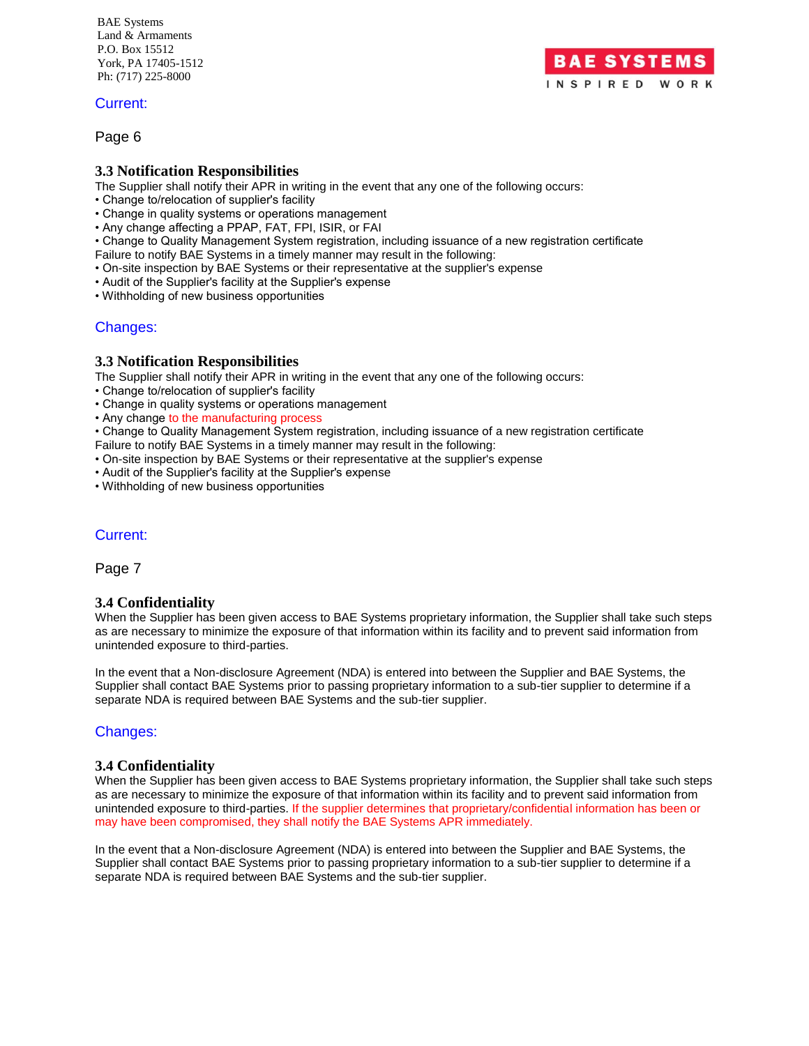BAE Systems
Land & Armaments
P.O. Box 15512
York, PA 17405-1512
Ph: (717) 225-8000

BAE SYSTEMS

INSPIRED WORK

Current:

Page 6

### 3.3 Notification Responsibilities

The Supplier shall notify their APR in writing in the event that any one of the following occurs:

- Change to/relocation of supplier's facility
- Change in quality systems or operations management
- Any change affecting a PPAP, FAT, FPI, ISIR, or FAI
- Change to Quality Management System registration, including issuance of a new registration certificate

Failure to notify BAE Systems in a timely manner may result in the following:

- On-site inspection by BAE Systems or their representative at the supplier's expense
- Audit of the Supplier's facility at the Supplier's expense
- Withholding of new business opportunities

Changes:

### 3.3 Notification Responsibilities

The Supplier shall notify their APR in writing in the event that any one of the following occurs:

- Change to/relocation of supplier's facility
- Change in quality systems or operations management
- Any change to the manufacturing process
- Change to Quality Management System registration, including issuance of a new registration certificate

Failure to notify BAE Systems in a timely manner may result in the following:

- On-site inspection by BAE Systems or their representative at the supplier's expense
- Audit of the Supplier's facility at the Supplier's expense
- Withholding of new business opportunities

Current:

Page 7

### 3.4 Confidentiality

When the Supplier has been given access to BAE Systems proprietary information, the Supplier shall take such steps as are necessary to minimize the exposure of that information within its facility and to prevent said information from unintended exposure to third-parties.

In the event that a Non-disclosure Agreement (NDA) is entered into between the Supplier and BAE Systems, the Supplier shall contact BAE Systems prior to passing proprietary information to a sub-tier supplier to determine if a separate NDA is required between BAE Systems and the sub-tier supplier.

Changes:

### 3.4 Confidentiality

When the Supplier has been given access to BAE Systems proprietary information, the Supplier shall take such steps as are necessary to minimize the exposure of that information within its facility and to prevent said information from unintended exposure to third-parties. If the supplier determines that proprietary/confidential information has been or may have been compromised, they shall notify the BAE Systems APR immediately.

In the event that a Non-disclosure Agreement (NDA) is entered into between the Supplier and BAE Systems, the Supplier shall contact BAE Systems prior to passing proprietary information to a sub-tier supplier to determine if a separate NDA is required between BAE Systems and the sub-tier supplier.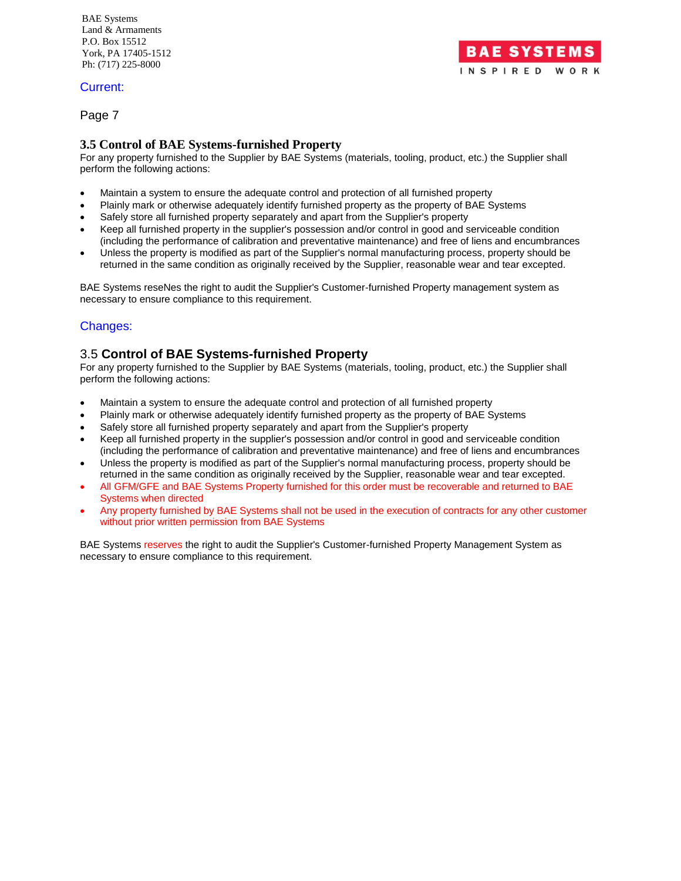BAE Systems
Land & Armaments
P.O. Box 15512
York, PA 17405-1512
Ph: (717) 225-8000

BAE SYSTEMS
INSPIRED WORK

Current:

Page 7

### 3.5 Control of BAE Systems-furnished Property

For any property furnished to the Supplier by BAE Systems (materials, tooling, product, etc.) the Supplier shall perform the following actions:

- Maintain a system to ensure the adequate control and protection of all furnished property
- Plainly mark or otherwise adequately identify furnished property as the property of BAE Systems
- Safely store all furnished property separately and apart from the Supplier's property
- Keep all furnished property in the supplier's possession and/or control in good and serviceable condition (including the performance of calibration and preventative maintenance) and free of liens and encumbrances
- Unless the property is modified as part of the Supplier's normal manufacturing process, property should be returned in the same condition as originally received by the Supplier, reasonable wear and tear excepted.

BAE Systems reseNes the right to audit the Supplier's Customer-furnished Property management system as necessary to ensure compliance to this requirement.

Changes:

### 3.5 Control of BAE Systems-furnished Property

For any property furnished to the Supplier by BAE Systems (materials, tooling, product, etc.) the Supplier shall perform the following actions:

- Maintain a system to ensure the adequate control and protection of all furnished property
- Plainly mark or otherwise adequately identify furnished property as the property of BAE Systems
- Safely store all furnished property separately and apart from the Supplier's property
- Keep all furnished property in the supplier's possession and/or control in good and serviceable condition (including the performance of calibration and preventative maintenance) and free of liens and encumbrances
- Unless the property is modified as part of the Supplier's normal manufacturing process, property should be returned in the same condition as originally received by the Supplier, reasonable wear and tear excepted.
- All GFM/GFE and BAE Systems Property furnished for this order must be recoverable and returned to BAE Systems when directed
- Any property furnished by BAE Systems shall not be used in the execution of contracts for any other customer without prior written permission from BAE Systems

BAE Systems reserves the right to audit the Supplier's Customer-furnished Property Management System as necessary to ensure compliance to this requirement.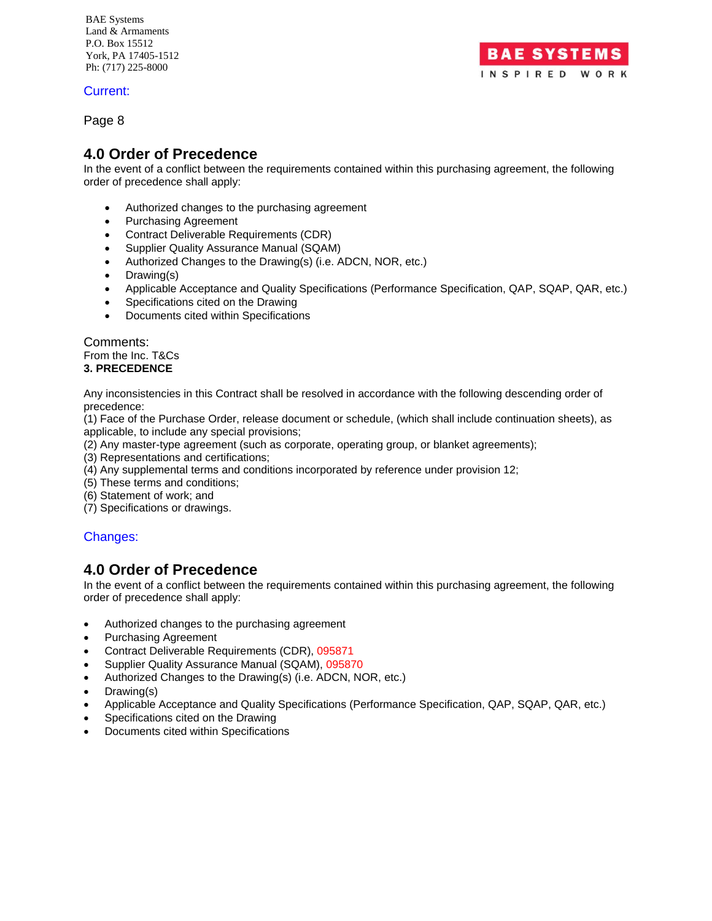BAE Systems
Land & Armaments
P.O. Box 15512
York, PA 17405-1512
Ph: (717) 225-8000

Current:

Page 8

## 4.0 Order of Precedence

In the event of a conflict between the requirements contained within this purchasing agreement, the following order of precedence shall apply:

- Authorized changes to the purchasing agreement
- Purchasing Agreement
- Contract Deliverable Requirements (CDR)
- Supplier Quality Assurance Manual (SQAM)
- Authorized Changes to the Drawing(s) (i.e. ADCN, NOR, etc.)
- Drawing(s)
- Applicable Acceptance and Quality Specifications (Performance Specification, QAP, SQAP, QAR, etc.)
- Specifications cited on the Drawing
- Documents cited within Specifications

Comments:
From the Inc. T&Cs
**3. PRECEDENCE**

Any inconsistencies in this Contract shall be resolved in accordance with the following descending order of precedence:
(1) Face of the Purchase Order, release document or schedule, (which shall include continuation sheets), as applicable, to include any special provisions;
(2) Any master-type agreement (such as corporate, operating group, or blanket agreements);
(3) Representations and certifications;
(4) Any supplemental terms and conditions incorporated by reference under provision 12;
(5) These terms and conditions;
(6) Statement of work; and
(7) Specifications or drawings.

Changes:

## 4.0 Order of Precedence

In the event of a conflict between the requirements contained within this purchasing agreement, the following order of precedence shall apply:

- Authorized changes to the purchasing agreement
- Purchasing Agreement
- Contract Deliverable Requirements (CDR), 095871
- Supplier Quality Assurance Manual (SQAM), 095870
- Authorized Changes to the Drawing(s) (i.e. ADCN, NOR, etc.)
- Drawing(s)
- Applicable Acceptance and Quality Specifications (Performance Specification, QAP, SQAP, QAR, etc.)
- Specifications cited on the Drawing
- Documents cited within Specifications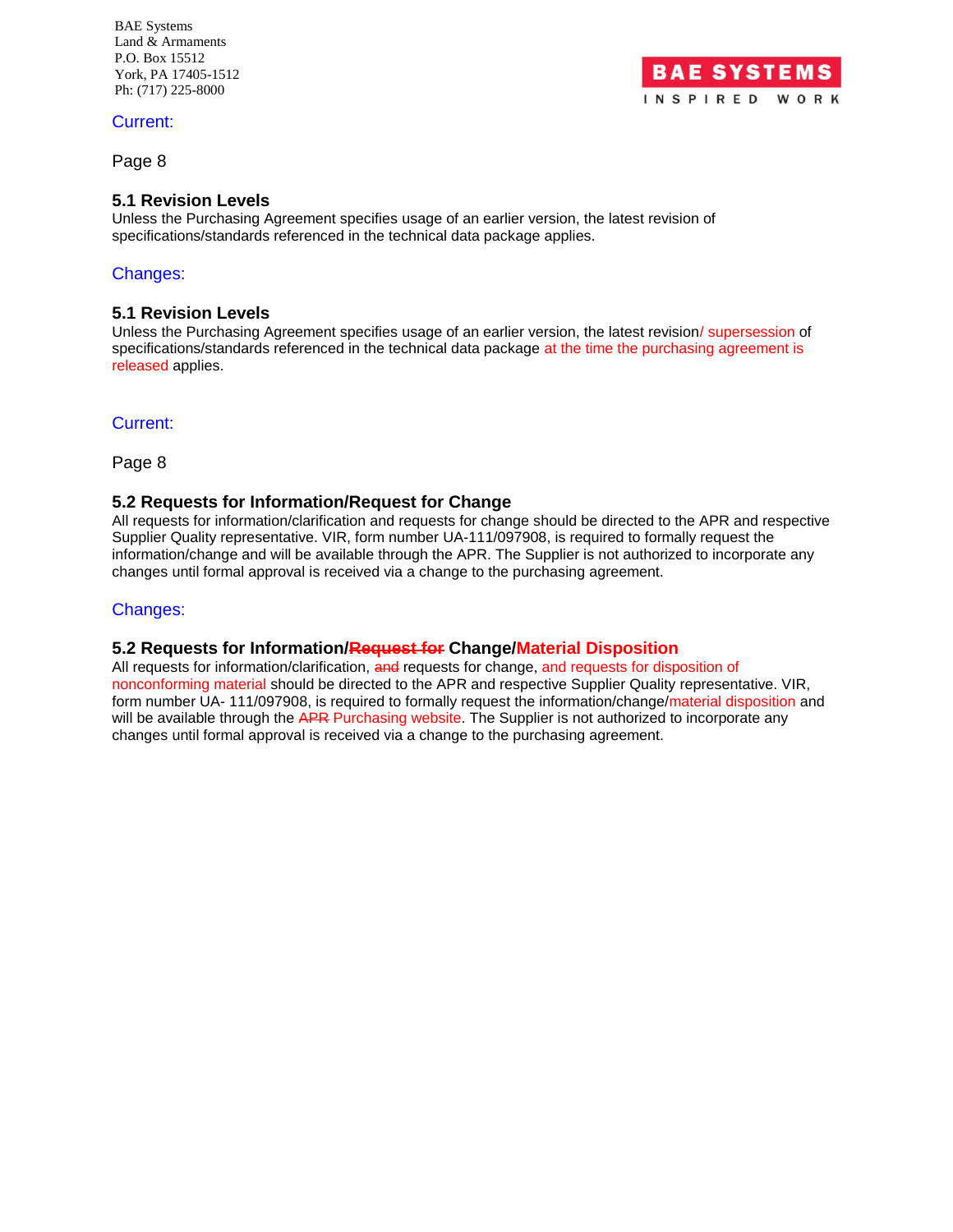BAE Systems
Land & Armaments
P.O. Box 15512
York, PA 17405-1512
Ph: (717) 225-8000

Current:

Page 8

**5.1 Revision Levels**
Unless the Purchasing Agreement specifies usage of an earlier version, the latest revision of specifications/standards referenced in the technical data package applies.

Changes:

**5.1 Revision Levels**
Unless the Purchasing Agreement specifies usage of an earlier version, the latest revision/ supersession of specifications/standards referenced in the technical data package at the time the purchasing agreement is released applies.

Current:

Page 8

**5.2 Requests for Information/Request for Change**
All requests for information/clarification and requests for change should be directed to the APR and respective Supplier Quality representative. VIR, form number UA-111/097908, is required to formally request the information/change and will be available through the APR. The Supplier is not authorized to incorporate any changes until formal approval is received via a change to the purchasing agreement.

Changes:

**5.2 Requests for Information/~~Request for~~ Change/Material Disposition**
All requests for information/clarification, ~~and~~ requests for change, and requests for disposition of nonconforming material should be directed to the APR and respective Supplier Quality representative. VIR, form number UA- 111/097908, is required to formally request the information/change/material disposition and will be available through the ~~APR~~ Purchasing website. The Supplier is not authorized to incorporate any changes until formal approval is received via a change to the purchasing agreement.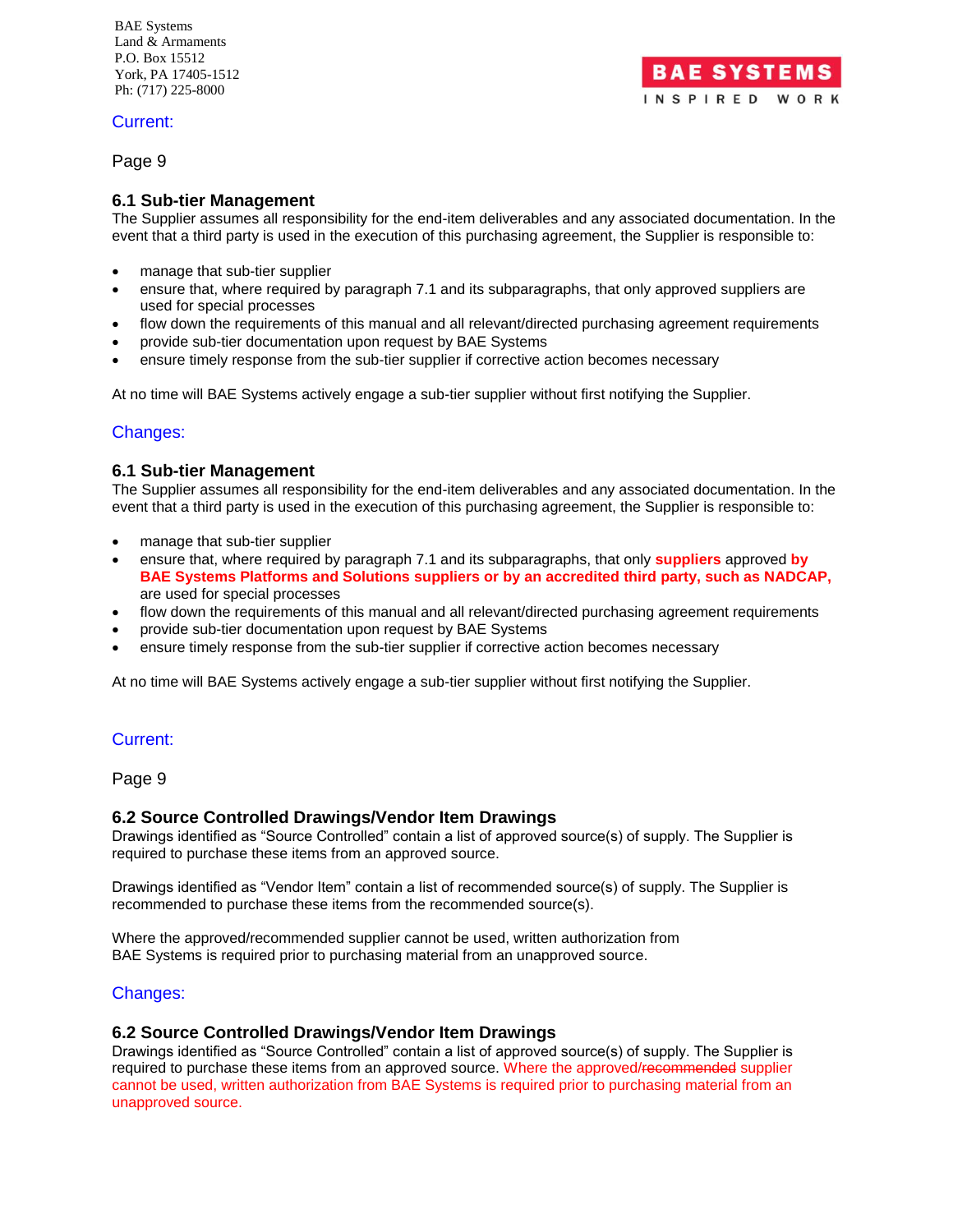BAE Systems
Land & Armaments
P.O. Box 15512
York, PA 17405-1512
Ph: (717) 225-8000

Current:

Page 9

### 6.1 Sub-tier Management

The Supplier assumes all responsibility for the end-item deliverables and any associated documentation. In the event that a third party is used in the execution of this purchasing agreement, the Supplier is responsible to:

- manage that sub-tier supplier
- ensure that, where required by paragraph 7.1 and its subparagraphs, that only approved suppliers are used for special processes
- flow down the requirements of this manual and all relevant/directed purchasing agreement requirements
- provide sub-tier documentation upon request by BAE Systems
- ensure timely response from the sub-tier supplier if corrective action becomes necessary

At no time will BAE Systems actively engage a sub-tier supplier without first notifying the Supplier.

Changes:

### 6.1 Sub-tier Management

The Supplier assumes all responsibility for the end-item deliverables and any associated documentation. In the event that a third party is used in the execution of this purchasing agreement, the Supplier is responsible to:

- manage that sub-tier supplier
- ensure that, where required by paragraph 7.1 and its subparagraphs, that only **suppliers** approved **by BAE Systems Platforms and Solutions suppliers or by an accredited third party, such as NADCAP,** are used for special processes
- flow down the requirements of this manual and all relevant/directed purchasing agreement requirements
- provide sub-tier documentation upon request by BAE Systems
- ensure timely response from the sub-tier supplier if corrective action becomes necessary

At no time will BAE Systems actively engage a sub-tier supplier without first notifying the Supplier.

Current:

Page 9

### 6.2 Source Controlled Drawings/Vendor Item Drawings

Drawings identified as "Source Controlled" contain a list of approved source(s) of supply. The Supplier is required to purchase these items from an approved source.

Drawings identified as "Vendor Item" contain a list of recommended source(s) of supply. The Supplier is recommended to purchase these items from the recommended source(s).

Where the approved/recommended supplier cannot be used, written authorization from BAE Systems is required prior to purchasing material from an unapproved source.

Changes:

### 6.2 Source Controlled Drawings/Vendor Item Drawings

Drawings identified as "Source Controlled" contain a list of approved source(s) of supply. The Supplier is required to purchase these items from an approved source. Where the approved/~~recommended~~ supplier cannot be used, written authorization from BAE Systems is required prior to purchasing material from an unapproved source.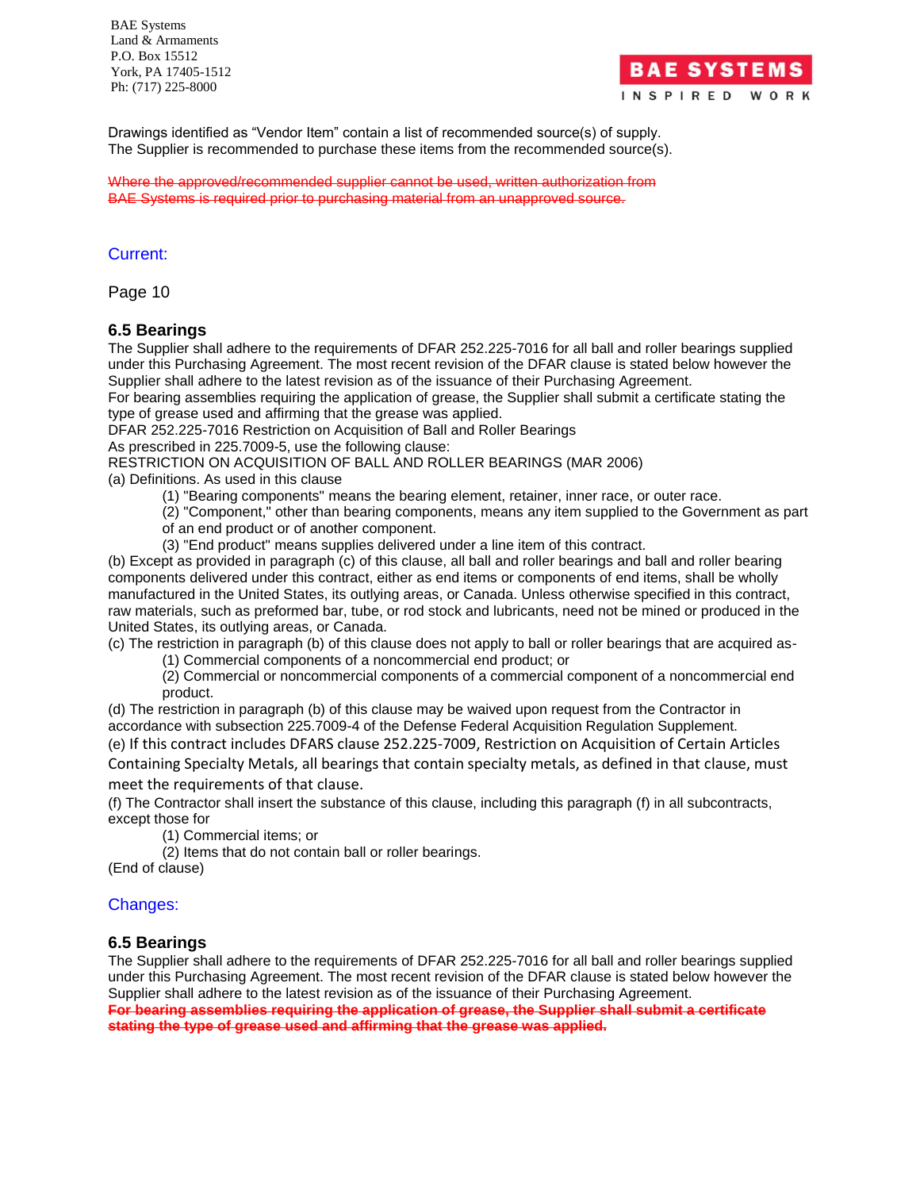Drawings identified as “Vendor Item” contain a list of recommended source(s) of supply. The Supplier is recommended to purchase these items from the recommended source(s).

~~Where the approved/recommended supplier cannot be used, written authorization from BAE Systems is required prior to purchasing material from an unapproved source.~~

Current:

Page 10

### 6.5 Bearings

The Supplier shall adhere to the requirements of DFAR 252.225-7016 for all ball and roller bearings supplied under this Purchasing Agreement. The most recent revision of the DFAR clause is stated below however the Supplier shall adhere to the latest revision as of the issuance of their Purchasing Agreement.
For bearing assemblies requiring the application of grease, the Supplier shall submit a certificate stating the type of grease used and affirming that the grease was applied.
DFAR 252.225-7016 Restriction on Acquisition of Ball and Roller Bearings
As prescribed in 225.7009-5, use the following clause:
RESTRICTION ON ACQUISITION OF BALL AND ROLLER BEARINGS (MAR 2006)
(a) Definitions. As used in this clause

(1) "Bearing components" means the bearing element, retainer, inner race, or outer race.
(2) "Component," other than bearing components, means any item supplied to the Government as part of an end product or of another component.
(3) "End product" means supplies delivered under a line item of this contract.

(b) Except as provided in paragraph (c) of this clause, all ball and roller bearings and ball and roller bearing components delivered under this contract, either as end items or components of end items, shall be wholly manufactured in the United States, its outlying areas, or Canada. Unless otherwise specified in this contract, raw materials, such as preformed bar, tube, or rod stock and lubricants, need not be mined or produced in the United States, its outlying areas, or Canada.
(c) The restriction in paragraph (b) of this clause does not apply to ball or roller bearings that are acquired as-

(1) Commercial components of a noncommercial end product; or
(2) Commercial or noncommercial components of a commercial component of a noncommercial end product.

(d) The restriction in paragraph (b) of this clause may be waived upon request from the Contractor in accordance with subsection 225.7009-4 of the Defense Federal Acquisition Regulation Supplement.
(e) If this contract includes DFARS clause 252.225-7009, Restriction on Acquisition of Certain Articles Containing Specialty Metals, all bearings that contain specialty metals, as defined in that clause, must meet the requirements of that clause.
(f) The Contractor shall insert the substance of this clause, including this paragraph (f) in all subcontracts, except those for

(1) Commercial items; or
(2) Items that do not contain ball or roller bearings.

(End of clause)

Changes:

### 6.5 Bearings

The Supplier shall adhere to the requirements of DFAR 252.225-7016 for all ball and roller bearings supplied under this Purchasing Agreement. The most recent revision of the DFAR clause is stated below however the Supplier shall adhere to the latest revision as of the issuance of their Purchasing Agreement.
**~~For bearing assemblies requiring the application of grease, the Supplier shall submit a certificate stating the type of grease used and affirming that the grease was applied.~~**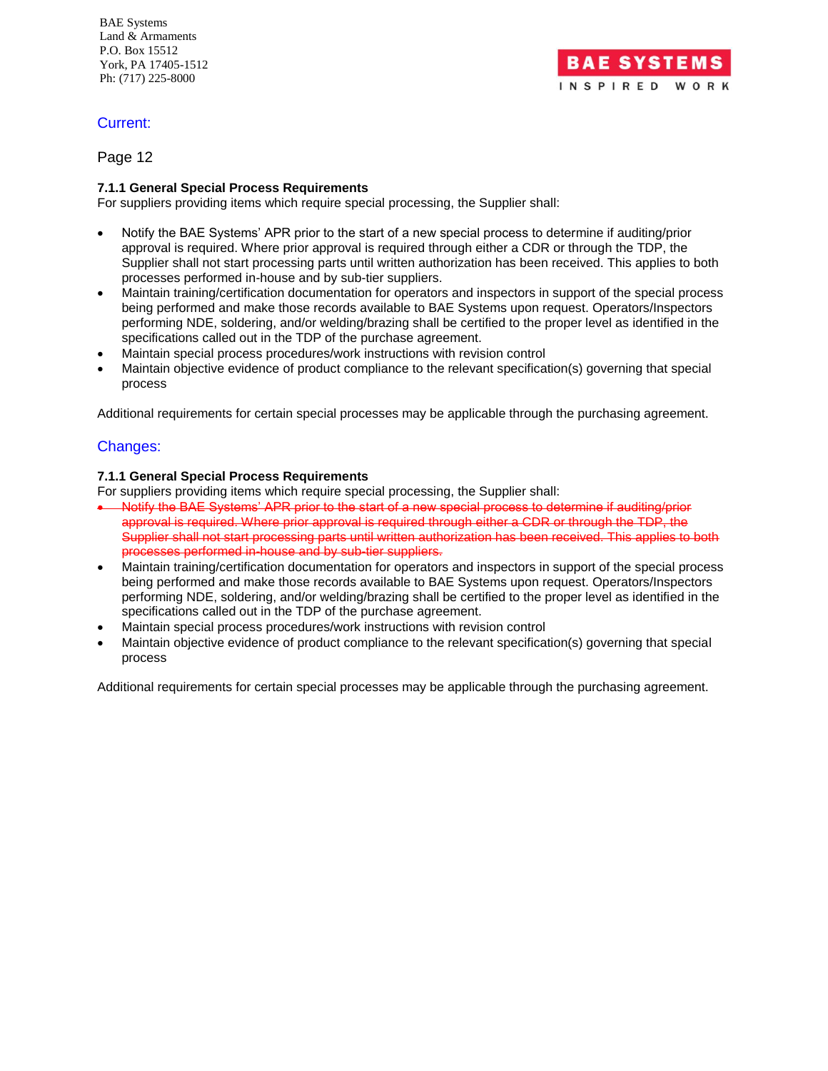BAE Systems
Land & Armaments
P.O. Box 15512
York, PA 17405-1512
Ph: (717) 225-8000

BAE SYSTEMS
INSPIRED WORK

## Current:

Page 12

**7.1.1 General Special Process Requirements**

For suppliers providing items which require special processing, the Supplier shall:

- Notify the BAE Systems' APR prior to the start of a new special process to determine if auditing/prior approval is required. Where prior approval is required through either a CDR or through the TDP, the Supplier shall not start processing parts until written authorization has been received. This applies to both processes performed in-house and by sub-tier suppliers.
- Maintain training/certification documentation for operators and inspectors in support of the special process being performed and make those records available to BAE Systems upon request. Operators/Inspectors performing NDE, soldering, and/or welding/brazing shall be certified to the proper level as identified in the specifications called out in the TDP of the purchase agreement.
- Maintain special process procedures/work instructions with revision control
- Maintain objective evidence of product compliance to the relevant specification(s) governing that special process

Additional requirements for certain special processes may be applicable through the purchasing agreement.

## Changes:

**7.1.1 General Special Process Requirements**

For suppliers providing items which require special processing, the Supplier shall:

- ~~Notify the BAE Systems' APR prior to the start of a new special process to determine if auditing/prior approval is required. Where prior approval is required through either a CDR or through the TDP, the Supplier shall not start processing parts until written authorization has been received. This applies to both processes performed in-house and by sub-tier suppliers.~~
- Maintain training/certification documentation for operators and inspectors in support of the special process being performed and make those records available to BAE Systems upon request. Operators/Inspectors performing NDE, soldering, and/or welding/brazing shall be certified to the proper level as identified in the specifications called out in the TDP of the purchase agreement.
- Maintain special process procedures/work instructions with revision control
- Maintain objective evidence of product compliance to the relevant specification(s) governing that special process

Additional requirements for certain special processes may be applicable through the purchasing agreement.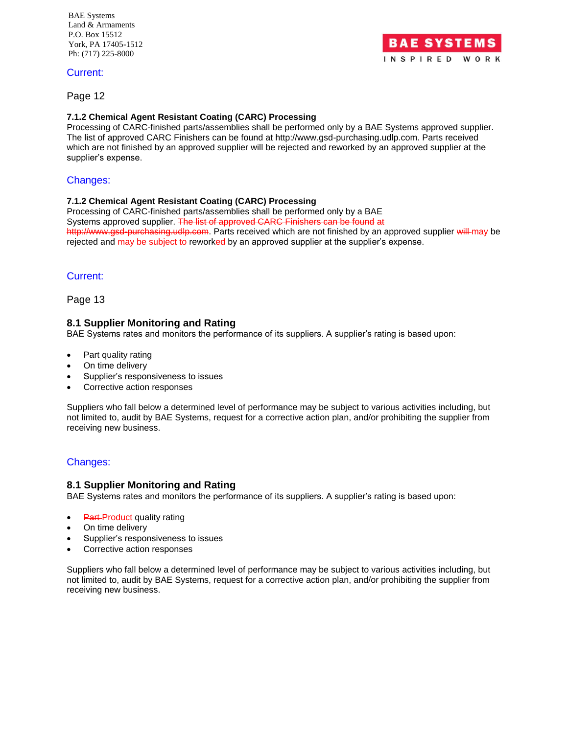BAE Systems
Land & Armaments
P.O. Box 15512
York, PA 17405-1512
Ph: (717) 225-8000

BAE SYSTEMS
INSPIRED WORK

Current:

Page 12

**7.1.2 Chemical Agent Resistant Coating (CARC) Processing**
Processing of CARC-finished parts/assemblies shall be performed only by a BAE Systems approved supplier. The list of approved CARC Finishers can be found at http://www.gsd-purchasing.udlp.com. Parts received which are not finished by an approved supplier will be rejected and reworked by an approved supplier at the supplier's expense.

Changes:

**7.1.2 Chemical Agent Resistant Coating (CARC) Processing**
Processing of CARC-finished parts/assemblies shall be performed only by a BAE Systems approved supplier. ~~The list of approved CARC Finishers can be found at http://www.gsd-purchasing.udlp.com~~. Parts received which are not finished by an approved supplier ~~will~~ may be rejected and may be subject to rework~~ed~~ by an approved supplier at the supplier's expense.

Current:

Page 13

## 8.1 Supplier Monitoring and Rating

BAE Systems rates and monitors the performance of its suppliers. A supplier's rating is based upon:

- Part quality rating
- On time delivery
- Supplier's responsiveness to issues
- Corrective action responses

Suppliers who fall below a determined level of performance may be subject to various activities including, but not limited to, audit by BAE Systems, request for a corrective action plan, and/or prohibiting the supplier from receiving new business.

Changes:

## 8.1 Supplier Monitoring and Rating

BAE Systems rates and monitors the performance of its suppliers. A supplier's rating is based upon:

- ~~Part~~ Product quality rating
- On time delivery
- Supplier's responsiveness to issues
- Corrective action responses

Suppliers who fall below a determined level of performance may be subject to various activities including, but not limited to, audit by BAE Systems, request for a corrective action plan, and/or prohibiting the supplier from receiving new business.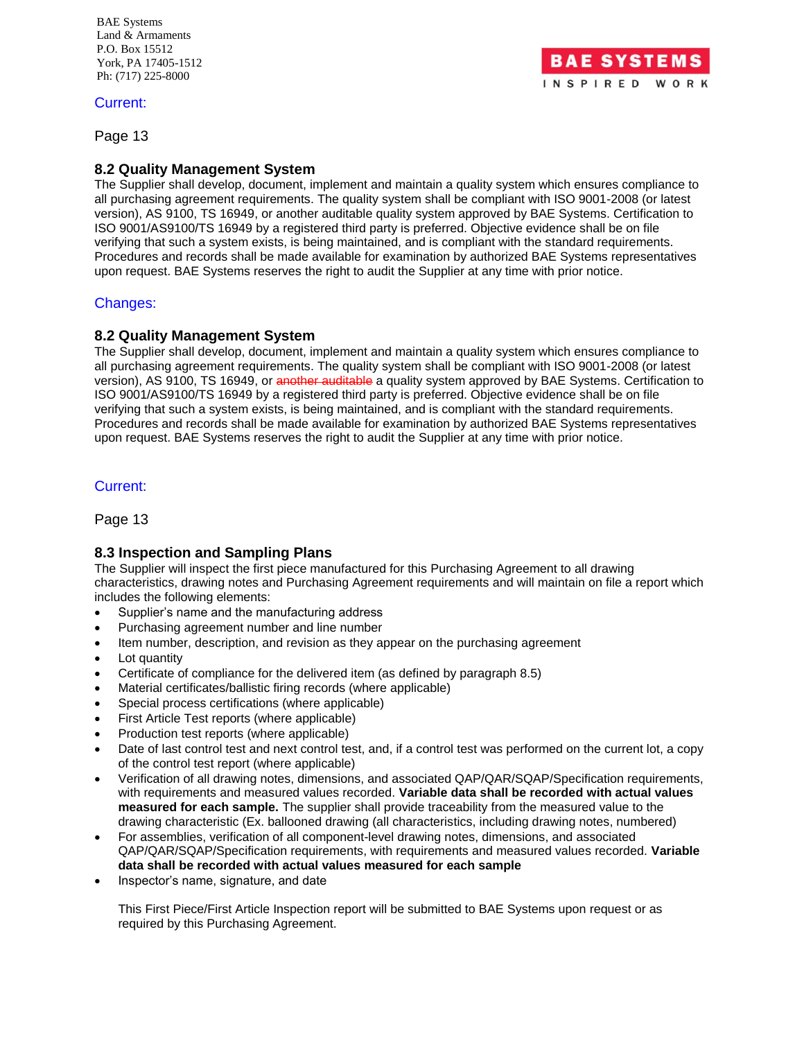BAE Systems
Land & Armaments
P.O. Box 15512
York, PA 17405-1512
Ph: (717) 225-8000

Current:

Page 13

### 8.2 Quality Management System

The Supplier shall develop, document, implement and maintain a quality system which ensures compliance to all purchasing agreement requirements. The quality system shall be compliant with ISO 9001-2008 (or latest version), AS 9100, TS 16949, or another auditable quality system approved by BAE Systems. Certification to ISO 9001/AS9100/TS 16949 by a registered third party is preferred. Objective evidence shall be on file verifying that such a system exists, is being maintained, and is compliant with the standard requirements. Procedures and records shall be made available for examination by authorized BAE Systems representatives upon request. BAE Systems reserves the right to audit the Supplier at any time with prior notice.

Changes:

### 8.2 Quality Management System

The Supplier shall develop, document, implement and maintain a quality system which ensures compliance to all purchasing agreement requirements. The quality system shall be compliant with ISO 9001-2008 (or latest version), AS 9100, TS 16949, or ~~another auditable~~ a quality system approved by BAE Systems. Certification to ISO 9001/AS9100/TS 16949 by a registered third party is preferred. Objective evidence shall be on file verifying that such a system exists, is being maintained, and is compliant with the standard requirements. Procedures and records shall be made available for examination by authorized BAE Systems representatives upon request. BAE Systems reserves the right to audit the Supplier at any time with prior notice.

Current:

Page 13

### 8.3 Inspection and Sampling Plans

The Supplier will inspect the first piece manufactured for this Purchasing Agreement to all drawing characteristics, drawing notes and Purchasing Agreement requirements and will maintain on file a report which includes the following elements:

- Supplier's name and the manufacturing address
- Purchasing agreement number and line number
- Item number, description, and revision as they appear on the purchasing agreement
- Lot quantity
- Certificate of compliance for the delivered item (as defined by paragraph 8.5)
- Material certificates/ballistic firing records (where applicable)
- Special process certifications (where applicable)
- First Article Test reports (where applicable)
- Production test reports (where applicable)
- Date of last control test and next control test, and, if a control test was performed on the current lot, a copy of the control test report (where applicable)
- Verification of all drawing notes, dimensions, and associated QAP/QAR/SQAP/Specification requirements, with requirements and measured values recorded. **Variable data shall be recorded with actual values measured for each sample.** The supplier shall provide traceability from the measured value to the drawing characteristic (Ex. ballooned drawing (all characteristics, including drawing notes, numbered)
- For assemblies, verification of all component-level drawing notes, dimensions, and associated QAP/QAR/SQAP/Specification requirements, with requirements and measured values recorded. **Variable data shall be recorded with actual values measured for each sample**
- Inspector's name, signature, and date

  This First Piece/First Article Inspection report will be submitted to BAE Systems upon request or as required by this Purchasing Agreement.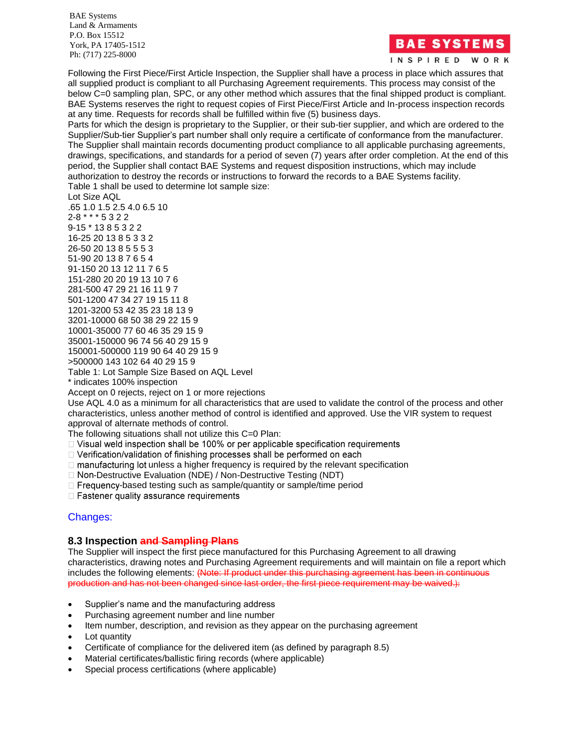Following the First Piece/First Article Inspection, the Supplier shall have a process in place which assures that all supplied product is compliant to all Purchasing Agreement requirements. This process may consist of the below C=0 sampling plan, SPC, or any other method which assures that the final shipped product is compliant. BAE Systems reserves the right to request copies of First Piece/First Article and In-process inspection records at any time. Requests for records shall be fulfilled within five (5) business days.

Parts for which the design is proprietary to the Supplier, or their sub-tier supplier, and which are ordered to the Supplier/Sub-tier Supplier's part number shall only require a certificate of conformance from the manufacturer.

The Supplier shall maintain records documenting product compliance to all applicable purchasing agreements, drawings, specifications, and standards for a period of seven (7) years after order completion. At the end of this period, the Supplier shall contact BAE Systems and request disposition instructions, which may include authorization to destroy the records or instructions to forward the records to a BAE Systems facility.

Table 1 shall be used to determine lot sample size:

| Lot Size | AQL | | | | | | |
|---|---|---|---|---|---|---|---|
| | .65 | 1.0 | 1.5 | 2.5 | 4.0 | 6.5 | 10 |
| 2-8 | * | * | * | 5 | 3 | 2 | 2 |
| 9-15 | * | 13 | 8 | 5 | 3 | 2 | 2 |
| 16-25 | 20 | 13 | 8 | 5 | 3 | 3 | 2 |
| 26-50 | 20 | 13 | 8 | 5 | 5 | 5 | 3 |
| 51-90 | 20 | 13 | 8 | 7 | 6 | 5 | 4 |
| 91-150 | 20 | 13 | 12 | 11 | 7 | 6 | 5 |
| 151-280 | 20 | 20 | 19 | 13 | 10 | 7 | 6 |
| 281-500 | 47 | 29 | 21 | 16 | 11 | 9 | 7 |
| 501-1200 | 47 | 34 | 27 | 19 | 15 | 11 | 8 |
| 1201-3200 | 53 | 42 | 35 | 23 | 18 | 13 | 9 |
| 3201-10000 | 68 | 50 | 38 | 29 | 22 | 15 | 9 |
| 10001-35000 | 77 | 60 | 46 | 35 | 29 | 15 | 9 |
| 35001-150000 | 96 | 74 | 56 | 40 | 29 | 15 | 9 |
| 150001-500000 | 119 | 90 | 64 | 40 | 29 | 15 | 9 |
| >500000 | 143 | 102 | 64 | 40 | 29 | 15 | 9 |

Table 1: Lot Sample Size Based on AQL Level

\* indicates 100% inspection

Accept on 0 rejects, reject on 1 or more rejections

Use AQL 4.0 as a minimum for all characteristics that are used to validate the control of the process and other characteristics, unless another method of control is identified and approved. Use the VIR system to request approval of alternate methods of control.

The following situations shall not utilize this C=0 Plan:

- Visual weld inspection shall be 100% or per applicable specification requirements
- Verification/validation of finishing processes shall be performed on each
- manufacturing lot unless a higher frequency is required by the relevant specification
- Non-Destructive Evaluation (NDE) / Non-Destructive Testing (NDT)
- Frequency-based testing such as sample/quantity or sample/time period
- Fastener quality assurance requirements

## Changes:

### 8.3 Inspection ~~and Sampling Plans~~

The Supplier will inspect the first piece manufactured for this Purchasing Agreement to all drawing characteristics, drawing notes and Purchasing Agreement requirements and will maintain on file a report which includes the following elements: ~~(Note: If product under this purchasing agreement has been in continuous production and has not been changed since last order, the first piece requirement may be waived.):~~

- Supplier's name and the manufacturing address
- Purchasing agreement number and line number
- Item number, description, and revision as they appear on the purchasing agreement
- Lot quantity
- Certificate of compliance for the delivered item (as defined by paragraph 8.5)
- Material certificates/ballistic firing records (where applicable)
- Special process certifications (where applicable)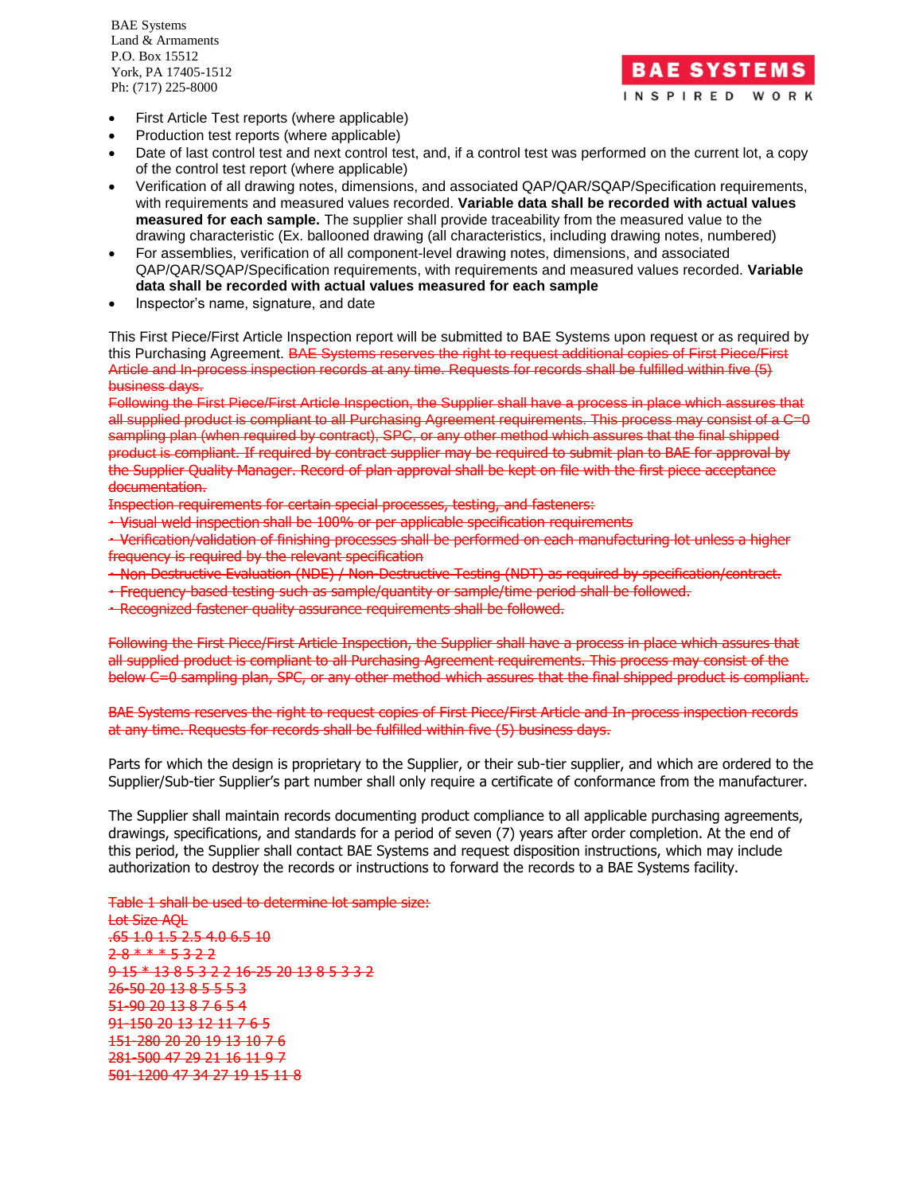- First Article Test reports (where applicable)
- Production test reports (where applicable)
- Date of last control test and next control test, and, if a control test was performed on the current lot, a copy of the control test report (where applicable)
- Verification of all drawing notes, dimensions, and associated QAP/QAR/SQAP/Specification requirements, with requirements and measured values recorded. **Variable data shall be recorded with actual values measured for each sample.** The supplier shall provide traceability from the measured value to the drawing characteristic (Ex. ballooned drawing (all characteristics, including drawing notes, numbered)
- For assemblies, verification of all component-level drawing notes, dimensions, and associated QAP/QAR/SQAP/Specification requirements, with requirements and measured values recorded. **Variable data shall be recorded with actual values measured for each sample**
- Inspector's name, signature, and date

This First Piece/First Article Inspection report will be submitted to BAE Systems upon request or as required by this Purchasing Agreement. ~~BAE Systems reserves the right to request additional copies of First Piece/First Article and In-process inspection records at any time. Requests for records shall be fulfilled within five (5) business days.~~

~~Following the First Piece/First Article Inspection, the Supplier shall have a process in place which assures that all supplied product is compliant to all Purchasing Agreement requirements. This process may consist of a C=0 sampling plan (when required by contract), SPC, or any other method which assures that the final shipped product is compliant. If required by contract supplier may be required to submit plan to BAE for approval by the Supplier Quality Manager. Record of plan approval shall be kept on file with the first piece acceptance documentation.~~

~~Inspection requirements for certain special processes, testing, and fasteners:~~

~~• Visual weld inspection shall be 100% or per applicable specification requirements~~

~~• Verification/validation of finishing processes shall be performed on each manufacturing lot unless a higher frequency is required by the relevant specification~~

~~• Non-Destructive Evaluation (NDE) / Non-Destructive Testing (NDT) as required by specification/contract.~~

~~• Frequency-based testing such as sample/quantity or sample/time period shall be followed.~~

~~• Recognized fastener quality assurance requirements shall be followed.~~

~~Following the First Piece/First Article Inspection, the Supplier shall have a process in place which assures that all supplied product is compliant to all Purchasing Agreement requirements. This process may consist of the below C=0 sampling plan, SPC, or any other method which assures that the final shipped product is compliant.~~

~~BAE Systems reserves the right to request copies of First Piece/First Article and In-process inspection records at any time. Requests for records shall be fulfilled within five (5) business days.~~

Parts for which the design is proprietary to the Supplier, or their sub-tier supplier, and which are ordered to the Supplier/Sub-tier Supplier's part number shall only require a certificate of conformance from the manufacturer.

The Supplier shall maintain records documenting product compliance to all applicable purchasing agreements, drawings, specifications, and standards for a period of seven (7) years after order completion. At the end of this period, the Supplier shall contact BAE Systems and request disposition instructions, which may include authorization to destroy the records or instructions to forward the records to a BAE Systems facility.

~~Table 1 shall be used to determine lot sample size:~~

~~Lot Size AQL~~

~~.65 1.0 1.5 2.5 4.0 6.5 10~~

~~2-8 * * * 5 3 2 2~~

~~9-15 * 13 8 5 3 2 2 16-25 20 13 8 5 3 3 2~~

~~26-50 20 13 8 5 5 5 3~~

~~51-90 20 13 8 7 6 5 4~~

~~91-150 20 13 12 11 7 6 5~~

~~151-280 20 20 19 13 10 7 6~~

~~281-500 47 29 21 16 11 9 7~~

~~501-1200 47 34 27 19 15 11 8~~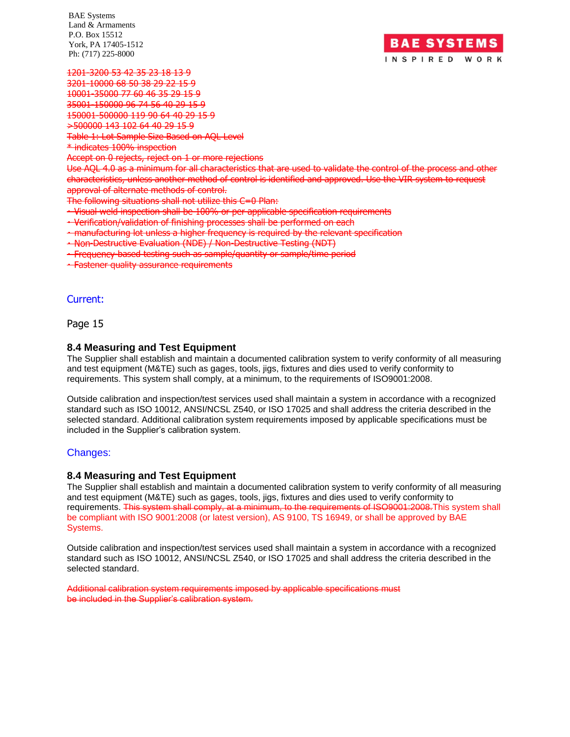~~1201-3200 53 42 35 23 18 13 9~~
~~3201-10000 68 50 38 29 22 15 9~~
~~10001-35000 77 60 46 35 29 15 9~~
~~35001-150000 96 74 56 40 29 15 9~~
~~150001-500000 119 90 64 40 29 15 9~~
~~>500000 143 102 64 40 29 15 9~~
~~Table 1: Lot Sample Size Based on AQL Level~~
~~* indicates 100% inspection~~
~~Accept on 0 rejects, reject on 1 or more rejections~~
~~Use AQL 4.0 as a minimum for all characteristics that are used to validate the control of the process and other characteristics, unless another method of control is identified and approved. Use the VIR system to request approval of alternate methods of control.~~
~~The following situations shall not utilize this C=0 Plan:~~
~~- Visual weld inspection shall be 100% or per applicable specification requirements~~
~~- Verification/validation of finishing processes shall be performed on each~~
~~- manufacturing lot unless a higher frequency is required by the relevant specification~~
~~- Non-Destructive Evaluation (NDE) / Non-Destructive Testing (NDT)~~
~~- Frequency based testing such as sample/quantity or sample/time period~~
~~- Fastener quality assurance requirements~~

Current:

Page 15

### 8.4 Measuring and Test Equipment

The Supplier shall establish and maintain a documented calibration system to verify conformity of all measuring and test equipment (M&TE) such as gages, tools, jigs, fixtures and dies used to verify conformity to requirements. This system shall comply, at a minimum, to the requirements of ISO9001:2008.

Outside calibration and inspection/test services used shall maintain a system in accordance with a recognized standard such as ISO 10012, ANSI/NCSL Z540, or ISO 17025 and shall address the criteria described in the selected standard. Additional calibration system requirements imposed by applicable specifications must be included in the Supplier's calibration system.

Changes:

### 8.4 Measuring and Test Equipment

The Supplier shall establish and maintain a documented calibration system to verify conformity of all measuring and test equipment (M&TE) such as gages, tools, jigs, fixtures and dies used to verify conformity to requirements. ~~This system shall comply, at a minimum, to the requirements of ISO9001:2008.~~This system shall be compliant with ISO 9001:2008 (or latest version), AS 9100, TS 16949, or shall be approved by BAE Systems.

Outside calibration and inspection/test services used shall maintain a system in accordance with a recognized standard such as ISO 10012, ANSI/NCSL Z540, or ISO 17025 and shall address the criteria described in the selected standard.

~~Additional calibration system requirements imposed by applicable specifications must be included in the Supplier's calibration system.~~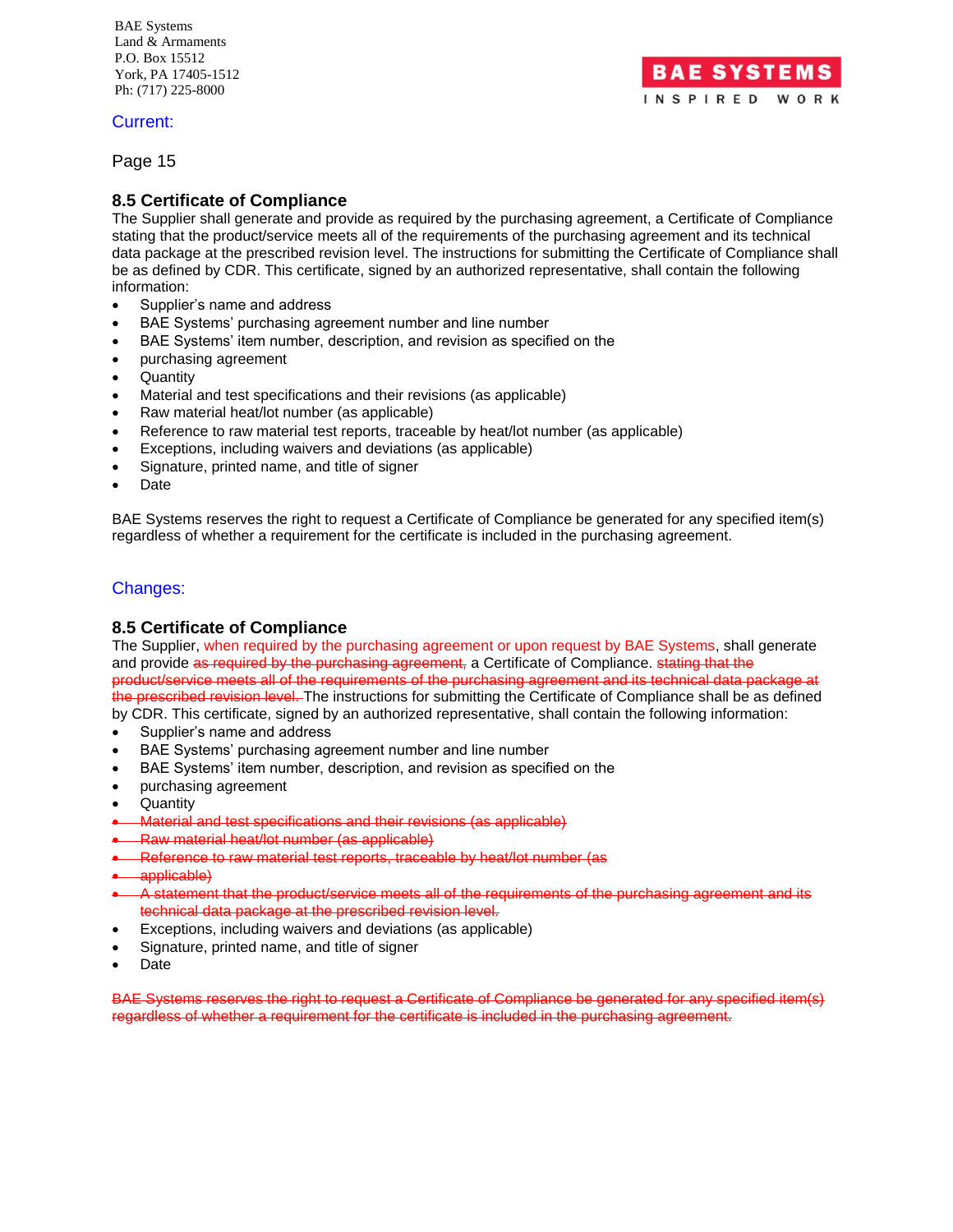Current:

Page 15

### 8.5 Certificate of Compliance

The Supplier shall generate and provide as required by the purchasing agreement, a Certificate of Compliance stating that the product/service meets all of the requirements of the purchasing agreement and its technical data package at the prescribed revision level. The instructions for submitting the Certificate of Compliance shall be as defined by CDR. This certificate, signed by an authorized representative, shall contain the following information:

- Supplier's name and address
- BAE Systems' purchasing agreement number and line number
- BAE Systems' item number, description, and revision as specified on the
- purchasing agreement
- Quantity
- Material and test specifications and their revisions (as applicable)
- Raw material heat/lot number (as applicable)
- Reference to raw material test reports, traceable by heat/lot number (as applicable)
- Exceptions, including waivers and deviations (as applicable)
- Signature, printed name, and title of signer
- Date

BAE Systems reserves the right to request a Certificate of Compliance be generated for any specified item(s) regardless of whether a requirement for the certificate is included in the purchasing agreement.

Changes:

### 8.5 Certificate of Compliance

The Supplier, when required by the purchasing agreement or upon request by BAE Systems, shall generate and provide ~~as required by the purchasing agreement,~~ a Certificate of Compliance. ~~stating that the product/service meets all of the requirements of the purchasing agreement and its technical data package at the prescribed revision level.~~ The instructions for submitting the Certificate of Compliance shall be as defined by CDR. This certificate, signed by an authorized representative, shall contain the following information:

- Supplier's name and address
- BAE Systems' purchasing agreement number and line number
- BAE Systems' item number, description, and revision as specified on the
- purchasing agreement
- Quantity
- ~~Material and test specifications and their revisions (as applicable)~~
- ~~Raw material heat/lot number (as applicable)~~
- ~~Reference to raw material test reports, traceable by heat/lot number (as~~
- ~~applicable)~~
- ~~A statement that the product/service meets all of the requirements of the purchasing agreement and its technical data package at the prescribed revision level.~~
- Exceptions, including waivers and deviations (as applicable)
- Signature, printed name, and title of signer
- Date

~~BAE Systems reserves the right to request a Certificate of Compliance be generated for any specified item(s) regardless of whether a requirement for the certificate is included in the purchasing agreement.~~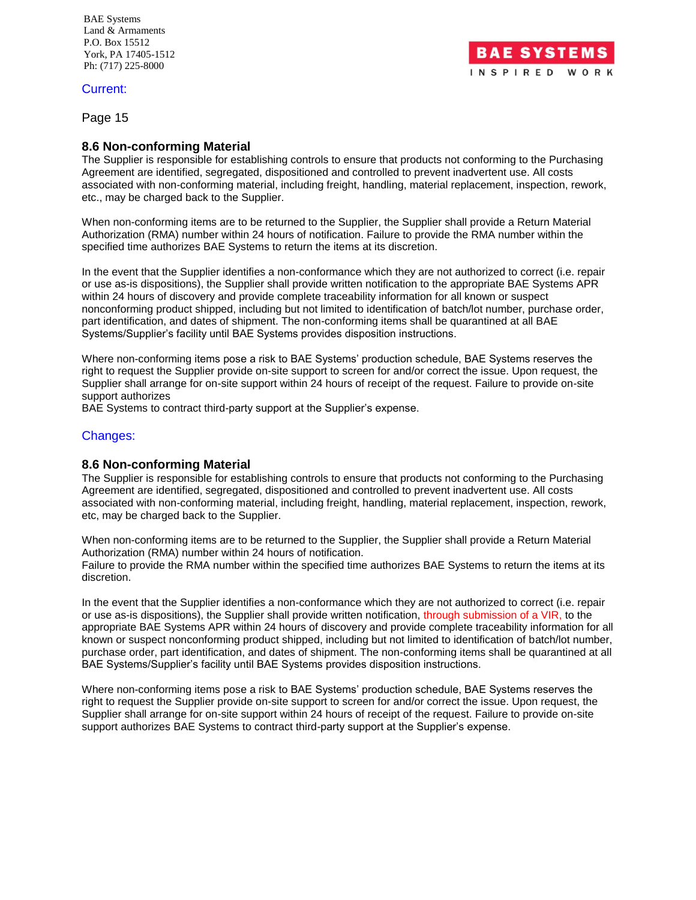BAE Systems
Land & Armaments
P.O. Box 15512
York, PA 17405-1512
Ph: (717) 225-8000

Current:

Page 15

### 8.6 Non-conforming Material

The Supplier is responsible for establishing controls to ensure that products not conforming to the Purchasing Agreement are identified, segregated, dispositioned and controlled to prevent inadvertent use. All costs associated with non-conforming material, including freight, handling, material replacement, inspection, rework, etc., may be charged back to the Supplier.

When non-conforming items are to be returned to the Supplier, the Supplier shall provide a Return Material Authorization (RMA) number within 24 hours of notification. Failure to provide the RMA number within the specified time authorizes BAE Systems to return the items at its discretion.

In the event that the Supplier identifies a non-conformance which they are not authorized to correct (i.e. repair or use as-is dispositions), the Supplier shall provide written notification to the appropriate BAE Systems APR within 24 hours of discovery and provide complete traceability information for all known or suspect nonconforming product shipped, including but not limited to identification of batch/lot number, purchase order, part identification, and dates of shipment. The non-conforming items shall be quarantined at all BAE Systems/Supplier's facility until BAE Systems provides disposition instructions.

Where non-conforming items pose a risk to BAE Systems' production schedule, BAE Systems reserves the right to request the Supplier provide on-site support to screen for and/or correct the issue. Upon request, the Supplier shall arrange for on-site support within 24 hours of receipt of the request. Failure to provide on-site support authorizes
BAE Systems to contract third-party support at the Supplier's expense.

Changes:

### 8.6 Non-conforming Material

The Supplier is responsible for establishing controls to ensure that products not conforming to the Purchasing Agreement are identified, segregated, dispositioned and controlled to prevent inadvertent use. All costs associated with non-conforming material, including freight, handling, material replacement, inspection, rework, etc, may be charged back to the Supplier.

When non-conforming items are to be returned to the Supplier, the Supplier shall provide a Return Material Authorization (RMA) number within 24 hours of notification.
Failure to provide the RMA number within the specified time authorizes BAE Systems to return the items at its discretion.

In the event that the Supplier identifies a non-conformance which they are not authorized to correct (i.e. repair or use as-is dispositions), the Supplier shall provide written notification, through submission of a VIR, to the appropriate BAE Systems APR within 24 hours of discovery and provide complete traceability information for all known or suspect nonconforming product shipped, including but not limited to identification of batch/lot number, purchase order, part identification, and dates of shipment. The non-conforming items shall be quarantined at all BAE Systems/Supplier's facility until BAE Systems provides disposition instructions.

Where non-conforming items pose a risk to BAE Systems' production schedule, BAE Systems reserves the right to request the Supplier provide on-site support to screen for and/or correct the issue. Upon request, the Supplier shall arrange for on-site support within 24 hours of receipt of the request. Failure to provide on-site support authorizes BAE Systems to contract third-party support at the Supplier's expense.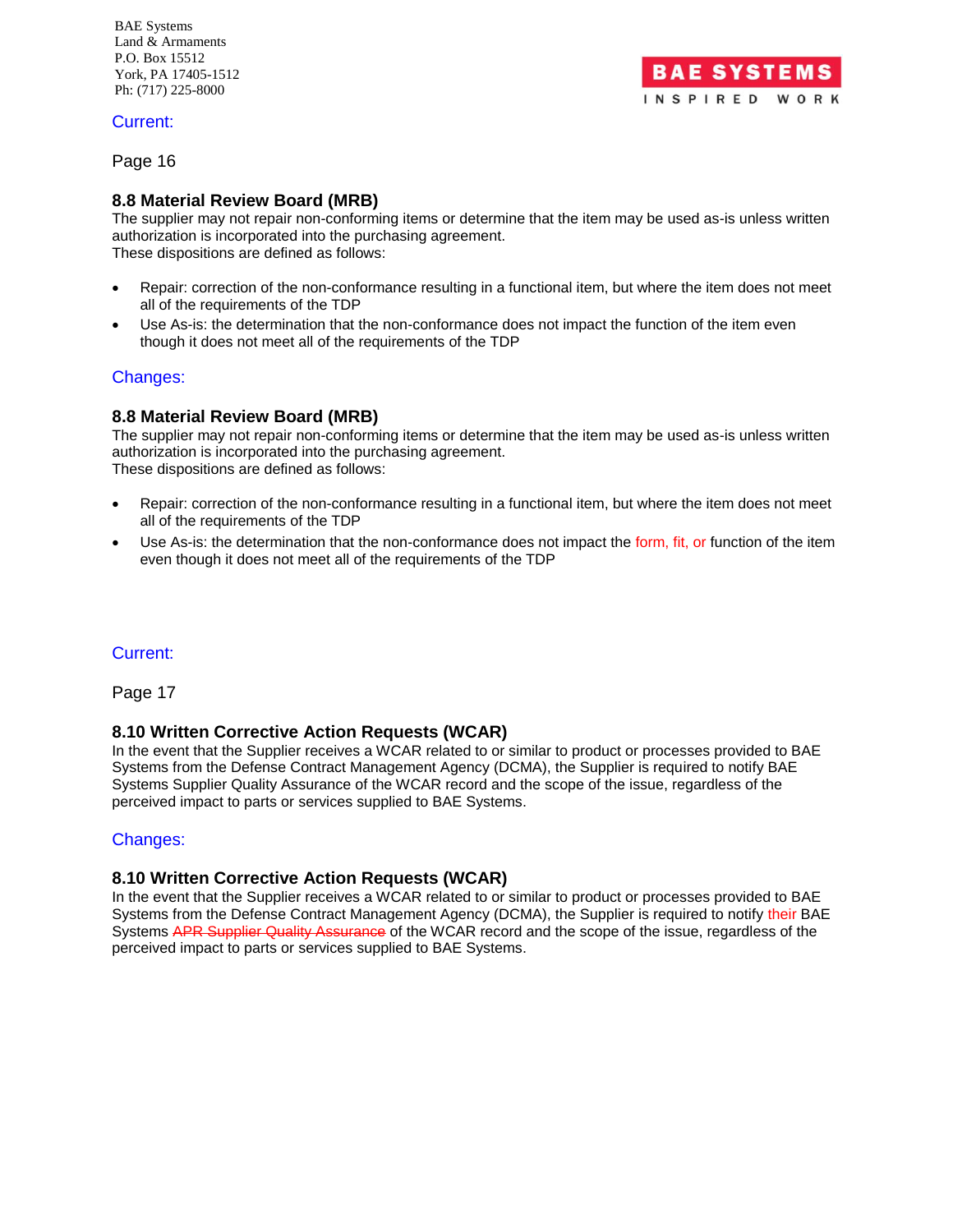Current:

Page 16

### 8.8 Material Review Board (MRB)

The supplier may not repair non-conforming items or determine that the item may be used as-is unless written authorization is incorporated into the purchasing agreement.
These dispositions are defined as follows:

- Repair: correction of the non-conformance resulting in a functional item, but where the item does not meet all of the requirements of the TDP
- Use As-is: the determination that the non-conformance does not impact the function of the item even though it does not meet all of the requirements of the TDP

Changes:

### 8.8 Material Review Board (MRB)

The supplier may not repair non-conforming items or determine that the item may be used as-is unless written authorization is incorporated into the purchasing agreement.
These dispositions are defined as follows:

- Repair: correction of the non-conformance resulting in a functional item, but where the item does not meet all of the requirements of the TDP
- Use As-is: the determination that the non-conformance does not impact the form, fit, or function of the item even though it does not meet all of the requirements of the TDP

Current:

Page 17

### 8.10 Written Corrective Action Requests (WCAR)

In the event that the Supplier receives a WCAR related to or similar to product or processes provided to BAE Systems from the Defense Contract Management Agency (DCMA), the Supplier is required to notify BAE Systems Supplier Quality Assurance of the WCAR record and the scope of the issue, regardless of the perceived impact to parts or services supplied to BAE Systems.

Changes:

### 8.10 Written Corrective Action Requests (WCAR)

In the event that the Supplier receives a WCAR related to or similar to product or processes provided to BAE Systems from the Defense Contract Management Agency (DCMA), the Supplier is required to notify their BAE Systems ~~APR Supplier Quality Assurance~~ of the WCAR record and the scope of the issue, regardless of the perceived impact to parts or services supplied to BAE Systems.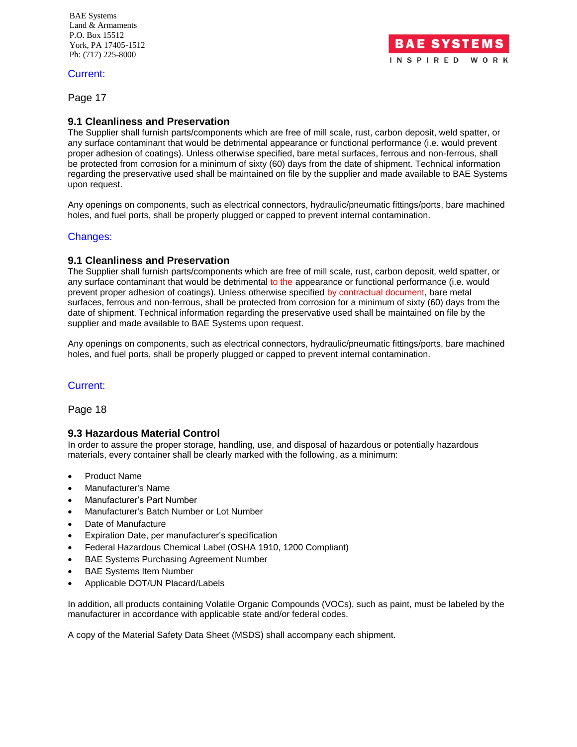Current:

Page 17

### 9.1 Cleanliness and Preservation

The Supplier shall furnish parts/components which are free of mill scale, rust, carbon deposit, weld spatter, or any surface contaminant that would be detrimental appearance or functional performance (i.e. would prevent proper adhesion of coatings). Unless otherwise specified, bare metal surfaces, ferrous and non-ferrous, shall be protected from corrosion for a minimum of sixty (60) days from the date of shipment. Technical information regarding the preservative used shall be maintained on file by the supplier and made available to BAE Systems upon request.

Any openings on components, such as electrical connectors, hydraulic/pneumatic fittings/ports, bare machined holes, and fuel ports, shall be properly plugged or capped to prevent internal contamination.

Changes:

### 9.1 Cleanliness and Preservation

The Supplier shall furnish parts/components which are free of mill scale, rust, carbon deposit, weld spatter, or any surface contaminant that would be detrimental to the appearance or functional performance (i.e. would prevent proper adhesion of coatings). Unless otherwise specified by contractual document, bare metal surfaces, ferrous and non-ferrous, shall be protected from corrosion for a minimum of sixty (60) days from the date of shipment. Technical information regarding the preservative used shall be maintained on file by the supplier and made available to BAE Systems upon request.

Any openings on components, such as electrical connectors, hydraulic/pneumatic fittings/ports, bare machined holes, and fuel ports, shall be properly plugged or capped to prevent internal contamination.

Current:

Page 18

### 9.3 Hazardous Material Control

In order to assure the proper storage, handling, use, and disposal of hazardous or potentially hazardous materials, every container shall be clearly marked with the following, as a minimum:

- Product Name
- Manufacturer's Name
- Manufacturer's Part Number
- Manufacturer's Batch Number or Lot Number
- Date of Manufacture
- Expiration Date, per manufacturer's specification
- Federal Hazardous Chemical Label (OSHA 1910, 1200 Compliant)
- BAE Systems Purchasing Agreement Number
- BAE Systems Item Number
- Applicable DOT/UN Placard/Labels

In addition, all products containing Volatile Organic Compounds (VOCs), such as paint, must be labeled by the manufacturer in accordance with applicable state and/or federal codes.

A copy of the Material Safety Data Sheet (MSDS) shall accompany each shipment.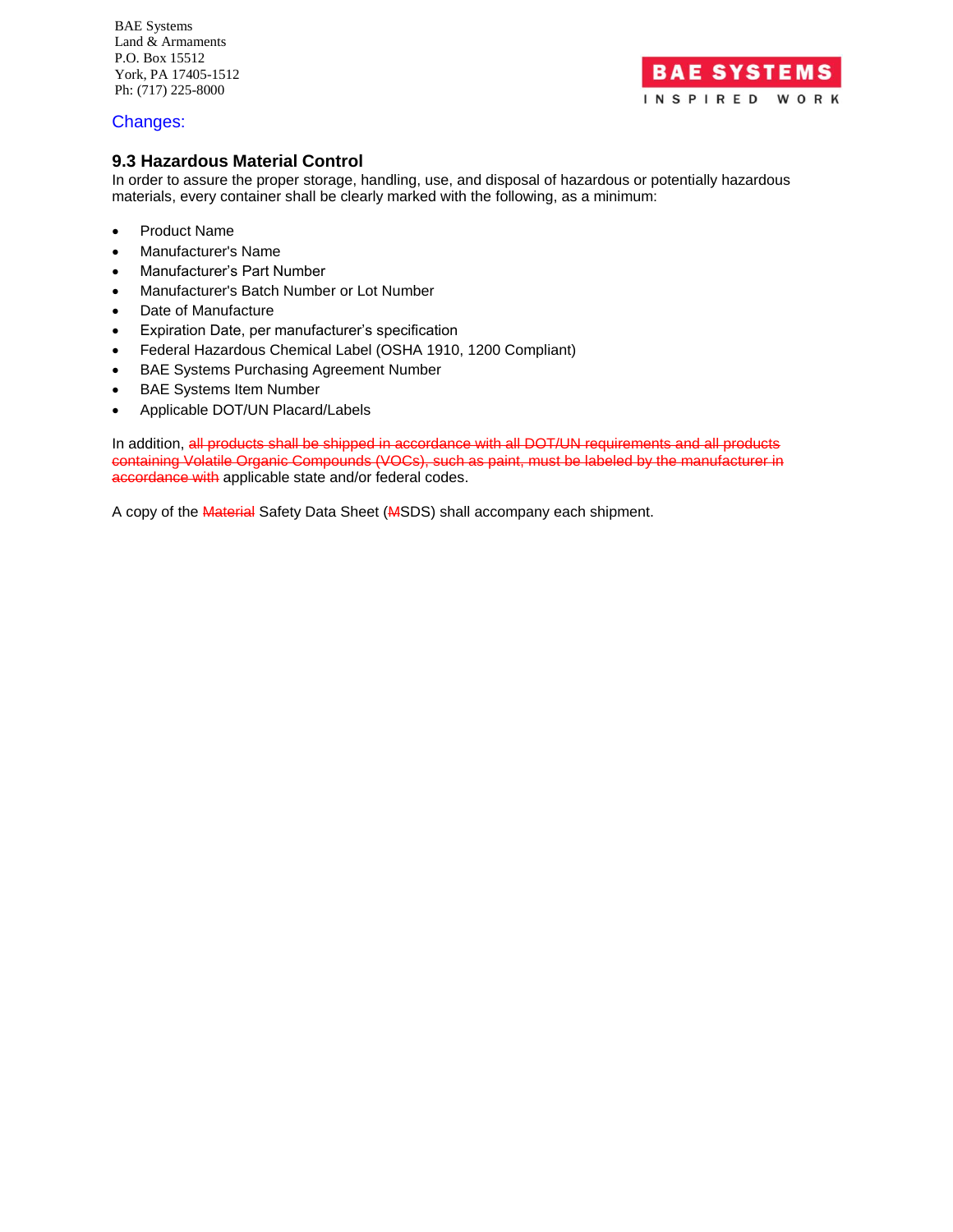Changes:

### 9.3 Hazardous Material Control

In order to assure the proper storage, handling, use, and disposal of hazardous or potentially hazardous materials, every container shall be clearly marked with the following, as a minimum:

- Product Name
- Manufacturer's Name
- Manufacturer's Part Number
- Manufacturer's Batch Number or Lot Number
- Date of Manufacture
- Expiration Date, per manufacturer's specification
- Federal Hazardous Chemical Label (OSHA 1910, 1200 Compliant)
- BAE Systems Purchasing Agreement Number
- BAE Systems Item Number
- Applicable DOT/UN Placard/Labels

In addition, ~~all products shall be shipped in accordance with all DOT/UN requirements and all products containing Volatile Organic Compounds (VOCs), such as paint, must be labeled by the manufacturer in accordance with~~ applicable state and/or federal codes.

A copy of the ~~Material~~ Safety Data Sheet (~~M~~SDS) shall accompany each shipment.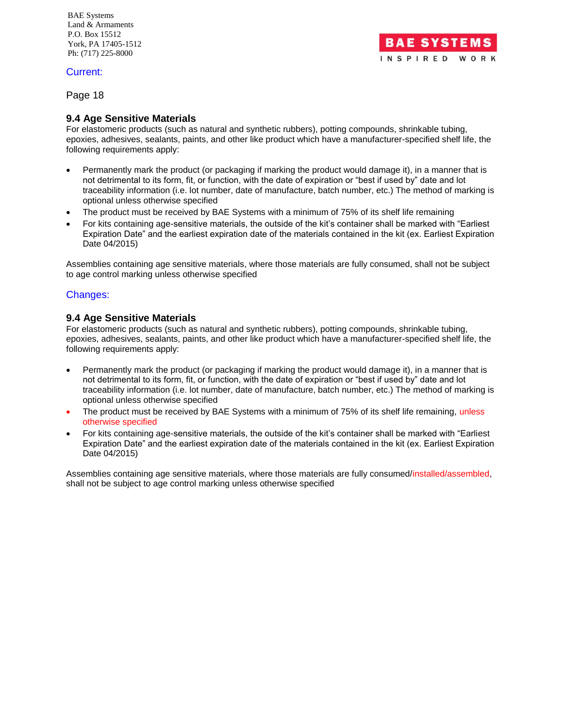BAE Systems
Land & Armaments
P.O. Box 15512
York, PA 17405-1512
Ph: (717) 225-8000

BAE SYSTEMS
INSPIRED WORK

Current:

Page 18

### 9.4 Age Sensitive Materials

For elastomeric products (such as natural and synthetic rubbers), potting compounds, shrinkable tubing, epoxies, adhesives, sealants, paints, and other like product which have a manufacturer-specified shelf life, the following requirements apply:

- Permanently mark the product (or packaging if marking the product would damage it), in a manner that is not detrimental to its form, fit, or function, with the date of expiration or "best if used by" date and lot traceability information (i.e. lot number, date of manufacture, batch number, etc.) The method of marking is optional unless otherwise specified
- The product must be received by BAE Systems with a minimum of 75% of its shelf life remaining
- For kits containing age-sensitive materials, the outside of the kit's container shall be marked with "Earliest Expiration Date" and the earliest expiration date of the materials contained in the kit (ex. Earliest Expiration Date 04/2015)

Assemblies containing age sensitive materials, where those materials are fully consumed, shall not be subject to age control marking unless otherwise specified

Changes:

### 9.4 Age Sensitive Materials

For elastomeric products (such as natural and synthetic rubbers), potting compounds, shrinkable tubing, epoxies, adhesives, sealants, paints, and other like product which have a manufacturer-specified shelf life, the following requirements apply:

- Permanently mark the product (or packaging if marking the product would damage it), in a manner that is not detrimental to its form, fit, or function, with the date of expiration or "best if used by" date and lot traceability information (i.e. lot number, date of manufacture, batch number, etc.) The method of marking is optional unless otherwise specified
- The product must be received by BAE Systems with a minimum of 75% of its shelf life remaining, unless otherwise specified
- For kits containing age-sensitive materials, the outside of the kit's container shall be marked with "Earliest Expiration Date" and the earliest expiration date of the materials contained in the kit (ex. Earliest Expiration Date 04/2015)

Assemblies containing age sensitive materials, where those materials are fully consumed/installed/assembled, shall not be subject to age control marking unless otherwise specified